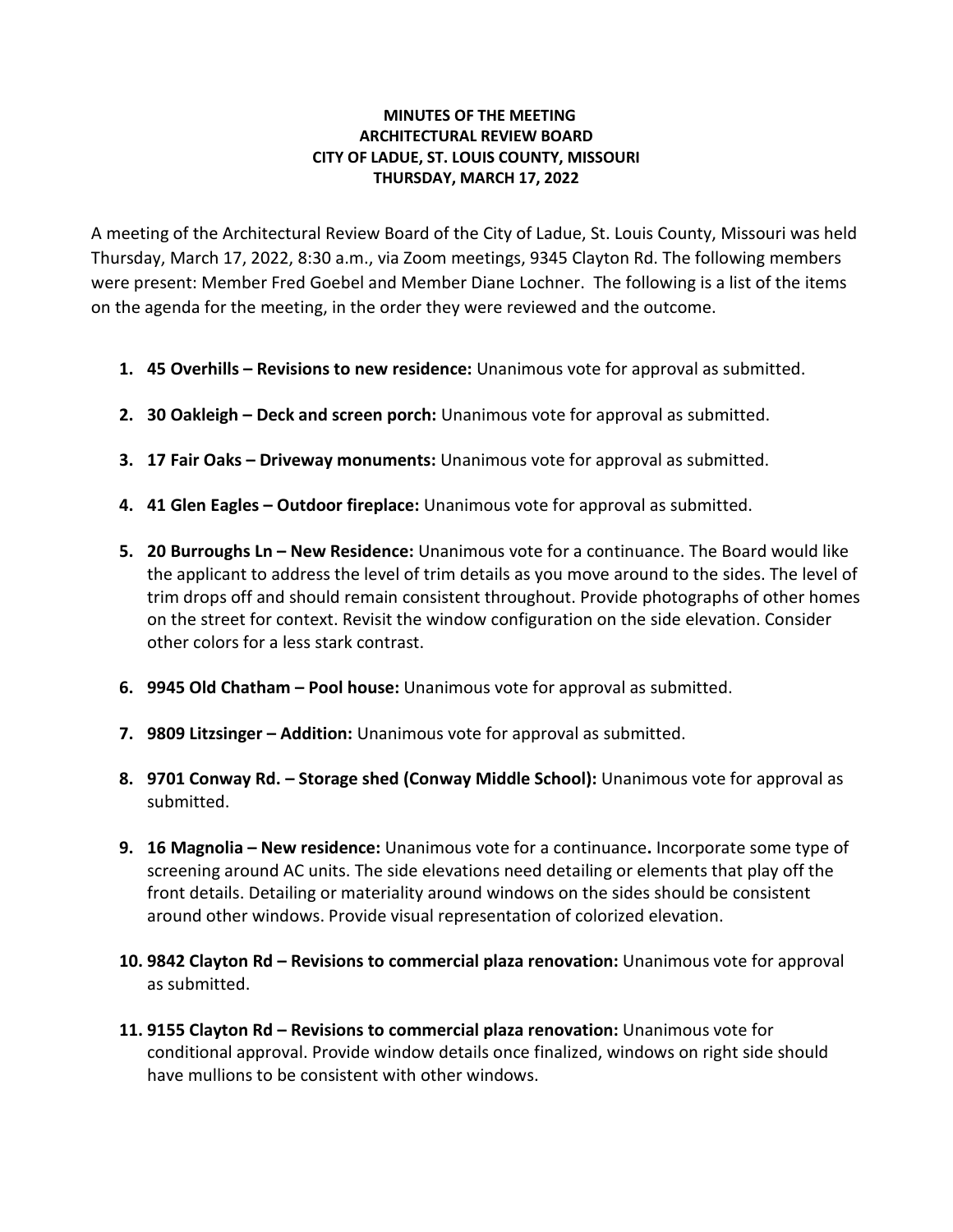**MINUTES OF THE MEETING**
**ARCHITECTURAL REVIEW BOARD**
**CITY OF LADUE, ST. LOUIS COUNTY, MISSOURI**
**THURSDAY, MARCH 17, 2022**

A meeting of the Architectural Review Board of the City of Ladue, St. Louis County, Missouri was held Thursday, March 17, 2022, 8:30 a.m., via Zoom meetings, 9345 Clayton Rd. The following members were present: Member Fred Goebel and Member Diane Lochner. The following is a list of the items on the agenda for the meeting, in the order they were reviewed and the outcome.

1. **45 Overhills – Revisions to new residence:** Unanimous vote for approval as submitted.

2. **30 Oakleigh – Deck and screen porch:** Unanimous vote for approval as submitted.

3. **17 Fair Oaks – Driveway monuments:** Unanimous vote for approval as submitted.

4. **41 Glen Eagles – Outdoor fireplace:** Unanimous vote for approval as submitted.

5. **20 Burroughs Ln – New Residence:** Unanimous vote for a continuance. The Board would like the applicant to address the level of trim details as you move around to the sides. The level of trim drops off and should remain consistent throughout. Provide photographs of other homes on the street for context. Revisit the window configuration on the side elevation. Consider other colors for a less stark contrast.

6. **9945 Old Chatham – Pool house:** Unanimous vote for approval as submitted.

7. **9809 Litzsinger – Addition:** Unanimous vote for approval as submitted.

8. **9701 Conway Rd. – Storage shed (Conway Middle School):** Unanimous vote for approval as submitted.

9. **16 Magnolia – New residence:** Unanimous vote for a continuance**.** Incorporate some type of screening around AC units. The side elevations need detailing or elements that play off the front details. Detailing or materiality around windows on the sides should be consistent around other windows. Provide visual representation of colorized elevation.

10. **9842 Clayton Rd – Revisions to commercial plaza renovation:** Unanimous vote for approval as submitted.

11. **9155 Clayton Rd – Revisions to commercial plaza renovation:** Unanimous vote for conditional approval. Provide window details once finalized, windows on right side should have mullions to be consistent with other windows.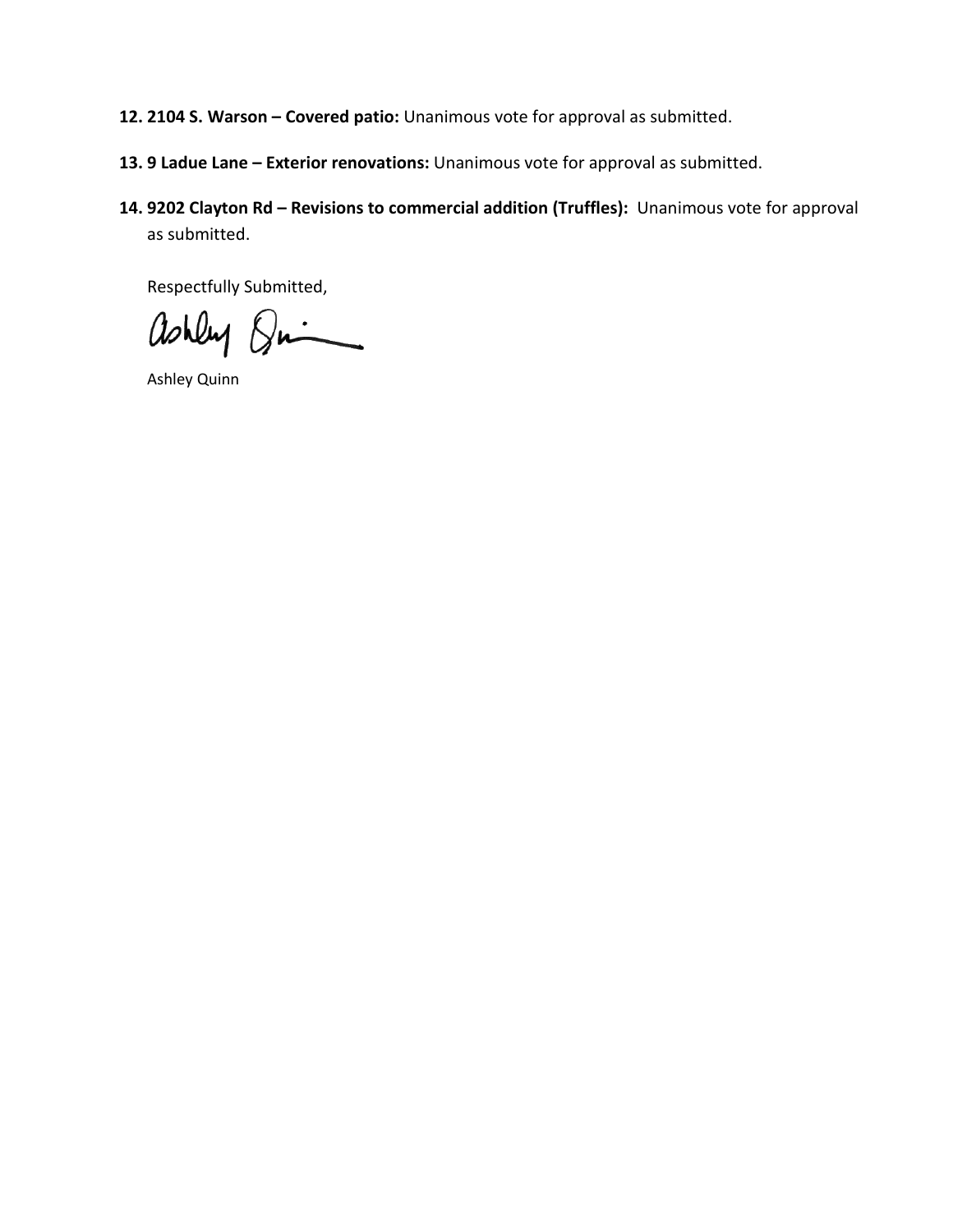12. **2104 S. Warson – Covered patio:** Unanimous vote for approval as submitted.

13. **9 Ladue Lane – Exterior renovations:** Unanimous vote for approval as submitted.

14. **9202 Clayton Rd – Revisions to commercial addition (Truffles):** Unanimous vote for approval as submitted.

Respectfully Submitted,

Ashley Quinn